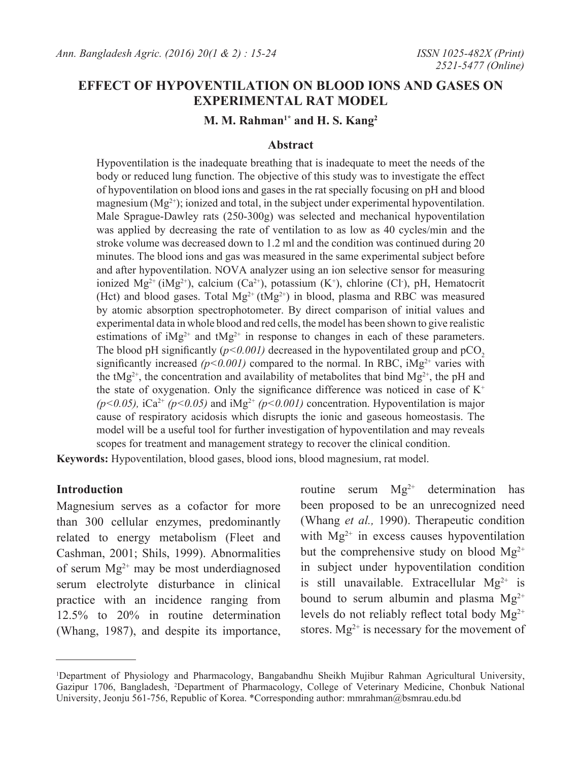# EFFECT OF HYPOVENTILATION ON BLOOD IONS AND GASES ON EXPERIMENTAL RAT MODEL

**M. M. Rahman[1*] and H. S. Kang[2]**

## Abstract

Hypoventilation is the inadequate breathing that is inadequate to meet the needs of the body or reduced lung function. The objective of this study was to investigate the effect of hypoventilation on blood ions and gases in the rat specially focusing on pH and blood magnesium ($Mg^{2+}$); ionized and total, in the subject under experimental hypoventilation. Male Sprague-Dawley rats (250-300g) was selected and mechanical hypoventilation was applied by decreasing the rate of ventilation to as low as 40 cycles/min and the stroke volume was decreased down to 1.2 ml and the condition was continued during 20 minutes. The blood ions and gas was measured in the same experimental subject before and after hypoventilation. NOVA analyzer using an ion selective sensor for measuring ionized $Mg^{2+}$ ($iMg^{2+}$), calcium ($Ca^{2+}$), potassium ($K^+$), chlorine ($Cl^-$), pH, Hematocrit (Hct) and blood gases. Total $Mg^{2+}$ ($tMg^{2+}$) in blood, plasma and RBC was measured by atomic absorption spectrophotometer. By direct comparison of initial values and experimental data in whole blood and red cells, the model has been shown to give realistic estimations of $iMg^{2+}$ and $tMg^{2+}$ in response to changes in each of these parameters. The blood pH significantly (*$p<0.001$*) decreased in the hypoventilated group and $pCO_2$ significantly increased (*$p<0.001$*) compared to the normal. In RBC, $iMg^{2+}$ varies with the $tMg^{2+}$, the concentration and availability of metabolites that bind $Mg^{2+}$, the pH and the state of oxygenation. Only the significance difference was noticed in case of $K^+$ (*$p<0.05$*), $iCa^{2+}$ (*$p<0.05$*) and $iMg^{2+}$ (*$p<0.001$*) concentration. Hypoventilation is major cause of respiratory acidosis which disrupts the ionic and gaseous homeostasis. The model will be a useful tool for further investigation of hypoventilation and may reveals scopes for treatment and management strategy to recover the clinical condition.

**Keywords:** Hypoventilation, blood gases, blood ions, blood magnesium, rat model.

## Introduction

Magnesium serves as a cofactor for more than 300 cellular enzymes, predominantly related to energy metabolism (Fleet and Cashman, 2001; Shils, 1999). Abnormalities of serum $Mg^{2+}$ may be most underdiagnosed serum electrolyte disturbance in clinical practice with an incidence ranging from 12.5% to 20% in routine determination (Whang, 1987), and despite its importance, routine serum $Mg^{2+}$ determination has been proposed to be an unrecognized need (Whang *et al.,* 1990). Therapeutic condition with $Mg^{2+}$ in excess causes hypoventilation but the comprehensive study on blood $Mg^{2+}$ in subject under hypoventilation condition is still unavailable. Extracellular $Mg^{2+}$ is bound to serum albumin and plasma $Mg^{2+}$ levels do not reliably reflect total body $Mg^{2+}$ stores. $Mg^{2+}$ is necessary for the movement of

---

[1]Department of Physiology and Pharmacology, Bangabandhu Sheikh Mujibur Rahman Agricultural University, Gazipur 1706, Bangladesh, [2]Department of Pharmacology, College of Veterinary Medicine, Chonbuk National University, Jeonju 561-756, Republic of Korea. *Corresponding author: mmrahman@bsmrau.edu.bd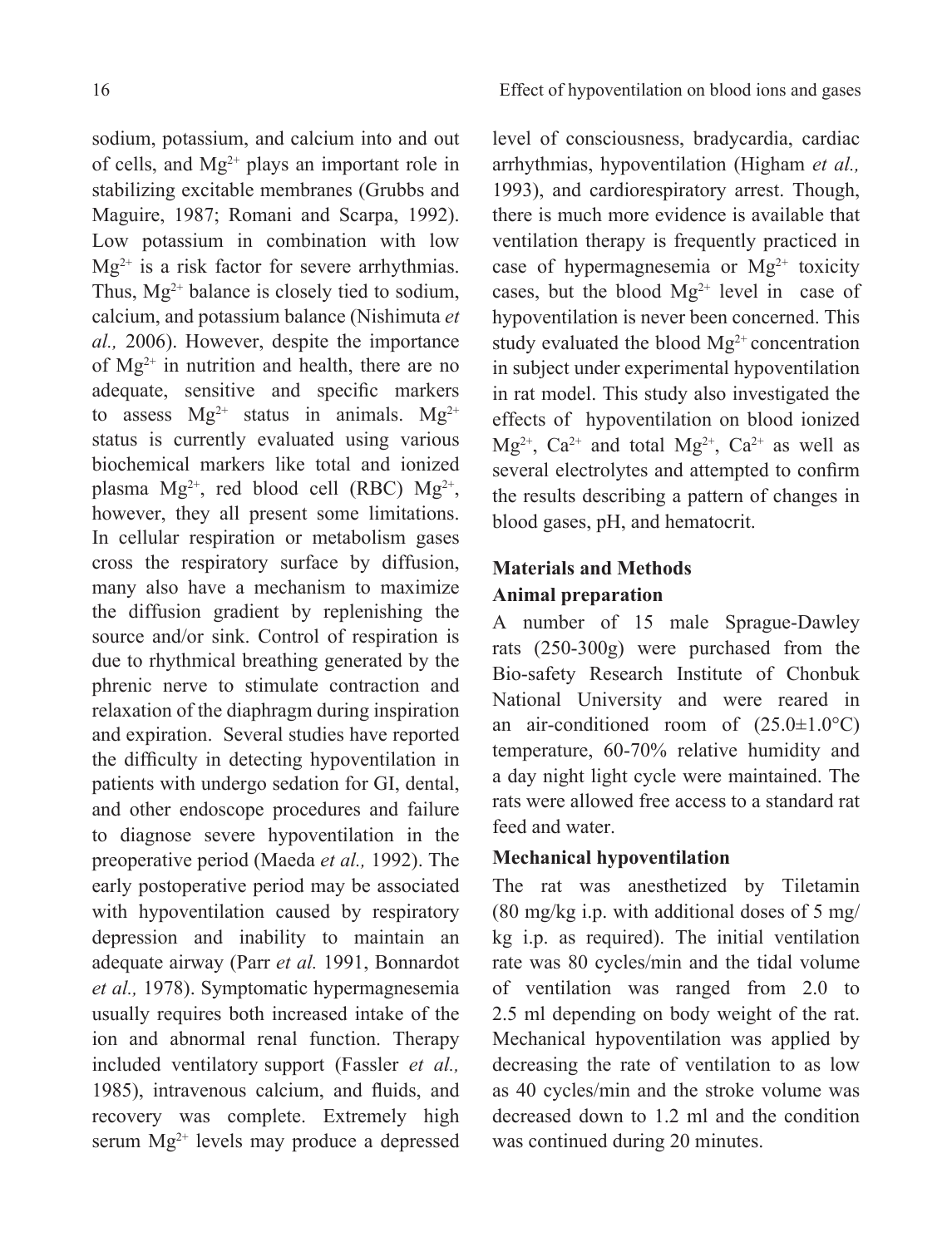sodium, potassium, and calcium into and out of cells, and $Mg^{2+}$ plays an important role in stabilizing excitable membranes (Grubbs and Maguire, 1987; Romani and Scarpa, 1992). Low potassium in combination with low $Mg^{2+}$ is a risk factor for severe arrhythmias. Thus, $Mg^{2+}$ balance is closely tied to sodium, calcium, and potassium balance (Nishimuta *et al.,* 2006). However, despite the importance of $Mg^{2+}$ in nutrition and health, there are no adequate, sensitive and specific markers to assess $Mg^{2+}$ status in animals. $Mg^{2+}$ status is currently evaluated using various biochemical markers like total and ionized plasma $Mg^{2+}$, red blood cell (RBC) $Mg^{2+}$, however, they all present some limitations. In cellular respiration or metabolism gases cross the respiratory surface by diffusion, many also have a mechanism to maximize the diffusion gradient by replenishing the source and/or sink. Control of respiration is due to rhythmical breathing generated by the phrenic nerve to stimulate contraction and relaxation of the diaphragm during inspiration and expiration. Several studies have reported the difficulty in detecting hypoventilation in patients with undergo sedation for GI, dental, and other endoscope procedures and failure to diagnose severe hypoventilation in the preoperative period (Maeda *et al.,* 1992). The early postoperative period may be associated with hypoventilation caused by respiratory depression and inability to maintain an adequate airway (Parr *et al.* 1991, Bonnardot *et al.,* 1978). Symptomatic hypermagnesemia usually requires both increased intake of the ion and abnormal renal function. Therapy included ventilatory support (Fassler *et al.,* 1985), intravenous calcium, and fluids, and recovery was complete. Extremely high serum $Mg^{2+}$ levels may produce a depressed level of consciousness, bradycardia, cardiac arrhythmias, hypoventilation (Higham *et al.,* 1993), and cardiorespiratory arrest. Though, there is much more evidence is available that ventilation therapy is frequently practiced in case of hypermagnesemia or $Mg^{2+}$ toxicity cases, but the blood $Mg^{2+}$ level in case of hypoventilation is never been concerned. This study evaluated the blood $Mg^{2+}$ concentration in subject under experimental hypoventilation in rat model. This study also investigated the effects of hypoventilation on blood ionized $Mg^{2+}$, $Ca^{2+}$ and total $Mg^{2+}$, $Ca^{2+}$ as well as several electrolytes and attempted to confirm the results describing a pattern of changes in blood gases, pH, and hematocrit.

## Materials and Methods

### Animal preparation

A number of 15 male Sprague-Dawley rats (250-300g) were purchased from the Bio-safety Research Institute of Chonbuk National University and were reared in an air-conditioned room of (25.0±1.0°C) temperature, 60-70% relative humidity and a day night light cycle were maintained. The rats were allowed free access to a standard rat feed and water.

### Mechanical hypoventilation

The rat was anesthetized by Tiletamin (80 mg/kg i.p. with additional doses of 5 mg/kg i.p. as required). The initial ventilation rate was 80 cycles/min and the tidal volume of ventilation was ranged from 2.0 to 2.5 ml depending on body weight of the rat. Mechanical hypoventilation was applied by decreasing the rate of ventilation to as low as 40 cycles/min and the stroke volume was decreased down to 1.2 ml and the condition was continued during 20 minutes.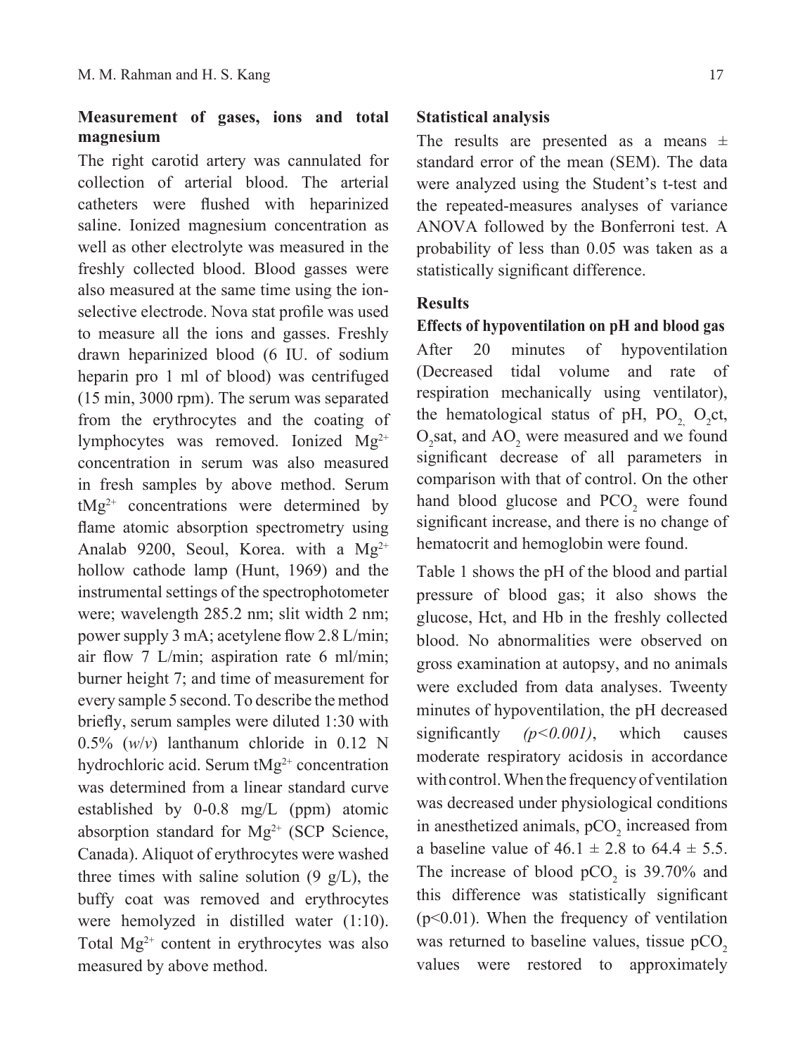### Measurement of gases, ions and total magnesium

The right carotid artery was cannulated for collection of arterial blood. The arterial catheters were flushed with heparinized saline. Ionized magnesium concentration as well as other electrolyte was measured in the freshly collected blood. Blood gasses were also measured at the same time using the ion-selective electrode. Nova stat profile was used to measure all the ions and gasses. Freshly drawn heparinized blood (6 IU. of sodium heparin pro 1 ml of blood) was centrifuged (15 min, 3000 rpm). The serum was separated from the erythrocytes and the coating of lymphocytes was removed. Ionized $Mg^{2+}$ concentration in serum was also measured in fresh samples by above method. Serum $tMg^{2+}$ concentrations were determined by flame atomic absorption spectrometry using Analab 9200, Seoul, Korea. with a $Mg^{2+}$ hollow cathode lamp (Hunt, 1969) and the instrumental settings of the spectrophotometer were; wavelength 285.2 nm; slit width 2 nm; power supply 3 mA; acetylene flow 2.8 L/min; air flow 7 L/min; aspiration rate 6 ml/min; burner height 7; and time of measurement for every sample 5 second. To describe the method briefly, serum samples were diluted 1:30 with 0.5% (*w*/*v*) lanthanum chloride in 0.12 N hydrochloric acid. Serum $tMg^{2+}$ concentration was determined from a linear standard curve established by 0-0.8 mg/L (ppm) atomic absorption standard for $Mg^{2+}$ (SCP Science, Canada). Aliquot of erythrocytes were washed three times with saline solution (9 g/L), the buffy coat was removed and erythrocytes were hemolyzed in distilled water (1:10). Total $Mg^{2+}$ content in erythrocytes was also measured by above method.

### Statistical analysis

The results are presented as a means ± standard error of the mean (SEM). The data were analyzed using the Student's t-test and the repeated-measures analyses of variance ANOVA followed by the Bonferroni test. A probability of less than 0.05 was taken as a statistically significant difference.

## Results

### Effects of hypoventilation on pH and blood gas

After 20 minutes of hypoventilation (Decreased tidal volume and rate of respiration mechanically using ventilator), the hematological status of pH, $PO_2$, $O_2$ct, $O_2$sat, and $AO_2$ were measured and we found significant decrease of all parameters in comparison with that of control. On the other hand blood glucose and $PCO_2$ were found significant increase, and there is no change of hematocrit and hemoglobin were found.

Table 1 shows the pH of the blood and partial pressure of blood gas; it also shows the glucose, Hct, and Hb in the freshly collected blood. No abnormalities were observed on gross examination at autopsy, and no animals were excluded from data analyses. Tweenty minutes of hypoventilation, the pH decreased significantly *($p<0.001$)*, which causes moderate respiratory acidosis in accordance with control. When the frequency of ventilation was decreased under physiological conditions in anesthetized animals, $pCO_2$ increased from a baseline value of 46.1 ± 2.8 to 64.4 ± 5.5. The increase of blood $pCO_2$ is 39.70% and this difference was statistically significant ($p<0.01$). When the frequency of ventilation was returned to baseline values, tissue $pCO_2$ values were restored to approximately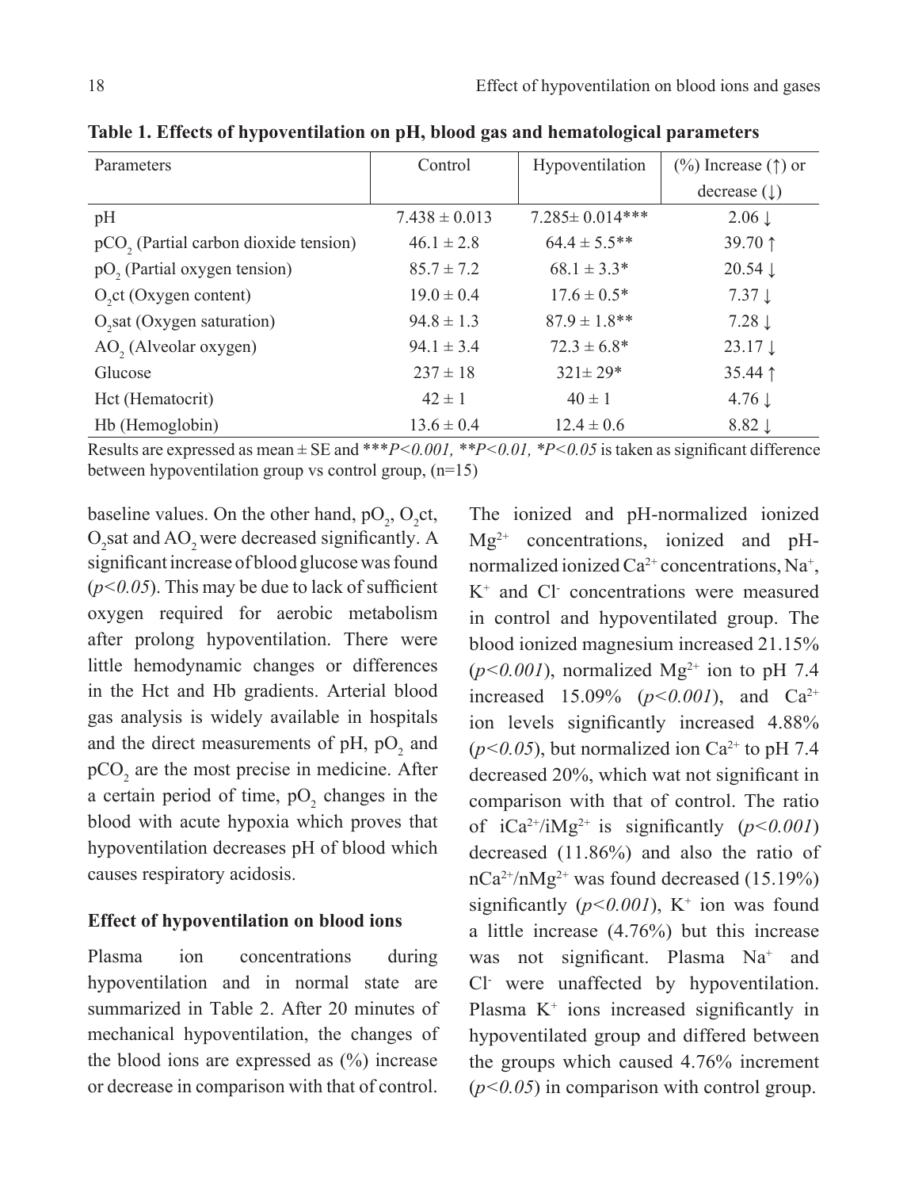**Table 1. Effects of hypoventilation on pH, blood gas and hematological parameters**

| Parameters | Control | Hypoventilation | (%) Increase (↑) or decrease (↓) |
|---|---|---|---|
| pH | 7.438 ± 0.013 | 7.285± 0.014*** | 2.06 ↓ |
| $pCO_2$ (Partial carbon dioxide tension) | 46.1 ± 2.8 | 64.4 ± 5.5** | 39.70 ↑ |
| $pO_2$ (Partial oxygen tension) | 85.7 ± 7.2 | 68.1 ± 3.3* | 20.54 ↓ |
| $O_2$ct (Oxygen content) | 19.0 ± 0.4 | 17.6 ± 0.5* | 7.37 ↓ |
| $O_2$sat (Oxygen saturation) | 94.8 ± 1.3 | 87.9 ± 1.8** | 7.28 ↓ |
| $AO_2$ (Alveolar oxygen) | 94.1 ± 3.4 | 72.3 ± 6.8* | 23.17 ↓ |
| Glucose | 237 ± 18 | 321± 29* | 35.44 ↑ |
| Hct (Hematocrit) | 42 ± 1 | 40 ± 1 | 4.76 ↓ |
| Hb (Hemoglobin) | 13.6 ± 0.4 | 12.4 ± 0.6 | 8.82 ↓ |

Results are expressed as mean ± SE and ****P<0.001, **P<0.01, *P<0.05* is taken as significant difference between hypoventilation group vs control group, (n=15)

baseline values. On the other hand, $pO_2$, $O_2$ct, $O_2$sat and $AO_2$ were decreased significantly. A significant increase of blood glucose was found ($p<0.05$). This may be due to lack of sufficient oxygen required for aerobic metabolism after prolong hypoventilation. There were little hemodynamic changes or differences in the Hct and Hb gradients. Arterial blood gas analysis is widely available in hospitals and the direct measurements of pH, $pO_2$ and $pCO_2$ are the most precise in medicine. After a certain period of time, $pO_2$ changes in the blood with acute hypoxia which proves that hypoventilation decreases pH of blood which causes respiratory acidosis.

**Effect of hypoventilation on blood ions**

Plasma ion concentrations during hypoventilation and in normal state are summarized in Table 2. After 20 minutes of mechanical hypoventilation, the changes of the blood ions are expressed as (%) increase or decrease in comparison with that of control. The ionized and pH-normalized ionized $Mg^{2+}$ concentrations, ionized and pH-normalized ionized $Ca^{2+}$ concentrations, $Na^+$, $K^+$ and $Cl^-$ concentrations were measured in control and hypoventilated group. The blood ionized magnesium increased 21.15% ($p<0.001$), normalized $Mg^{2+}$ ion to pH 7.4 increased 15.09% ($p<0.001$), and $Ca^{2+}$ ion levels significantly increased 4.88% ($p<0.05$), but normalized ion $Ca^{2+}$ to pH 7.4 decreased 20%, which wat not significant in comparison with that of control. The ratio of $iCa^{2+}/iMg^{2+}$ is significantly ($p<0.001$) decreased (11.86%) and also the ratio of $nCa^{2+}/nMg^{2+}$ was found decreased (15.19%) significantly ($p<0.001$), $K^+$ ion was found a little increase (4.76%) but this increase was not significant. Plasma $Na^+$ and $Cl^-$ were unaffected by hypoventilation. Plasma $K^+$ ions increased significantly in hypoventilated group and differed between the groups which caused 4.76% increment ($p<0.05$) in comparison with control group.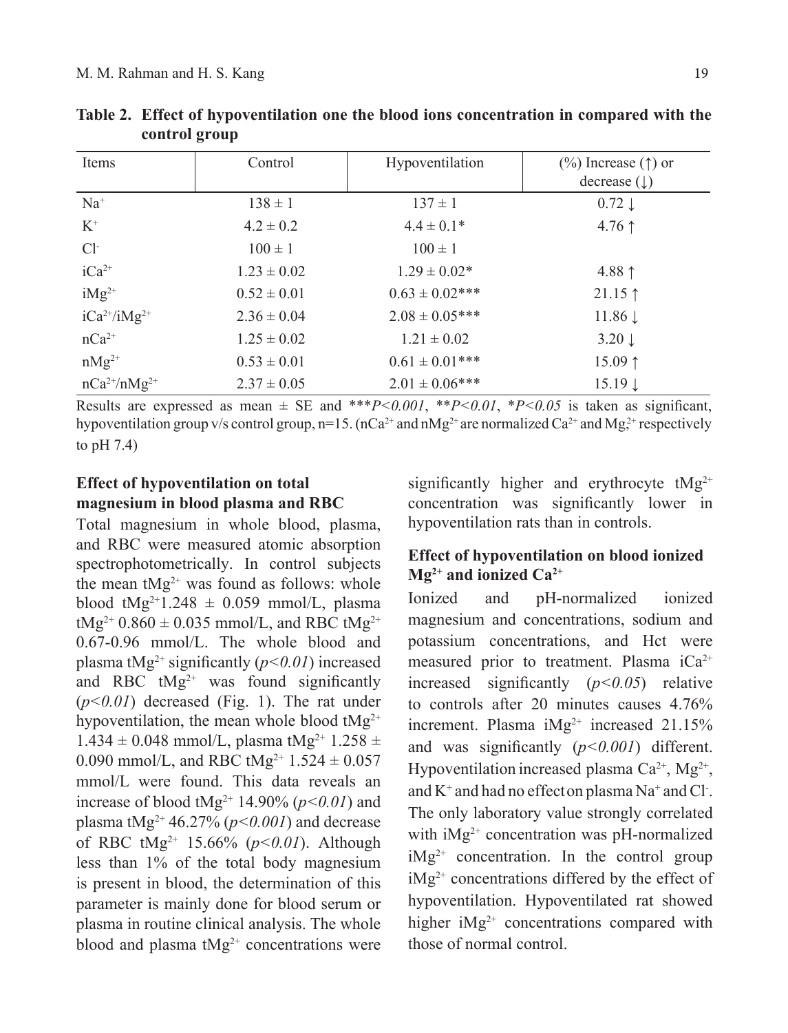**Table 2. Effect of hypoventilation one the blood ions concentration in compared with the control group**

| Items | Control | Hypoventilation | (%) Increase (↑) or decrease (↓) |
|---|---|---|---|
| $Na^+$ | 138 ± 1 | 137 ± 1 | 0.72 ↓ |
| $K^+$ | 4.2 ± 0.2 | 4.4 ± 0.1* | 4.76 ↑ |
| $Cl^-$ | 100 ± 1 | 100 ± 1 | |
| $iCa^{2+}$ | 1.23 ± 0.02 | 1.29 ± 0.02* | 4.88 ↑ |
| $iMg^{2+}$ | 0.52 ± 0.01 | 0.63 ± 0.02*** | 21.15 ↑ |
| $iCa^{2+}/iMg^{2+}$ | 2.36 ± 0.04 | 2.08 ± 0.05*** | 11.86 ↓ |
| $nCa^{2+}$ | 1.25 ± 0.02 | 1.21 ± 0.02 | 3.20 ↓ |
| $nMg^{2+}$ | 0.53 ± 0.01 | 0.61 ± 0.01*** | 15.09 ↑ |
| $nCa^{2+}/nMg^{2+}$ | 2.37 ± 0.05 | 2.01 ± 0.06*** | 15.19 ↓ |

Results are expressed as mean ± SE and ****P<0.001*, ***P<0.01*, **P<0.05* is taken as significant, hypoventilation group v/s control group, n=15. ($nCa^{2+}$ and $nMg^{2+}$ are normalized $Ca^{2+}$ and $Mg_,^{2+}$ respectively to pH 7.4)

### Effect of hypoventilation on total magnesium in blood plasma and RBC

Total magnesium in whole blood, plasma, and RBC were measured atomic absorption spectrophotometrically. In control subjects the mean $tMg^{2+}$ was found as follows: whole blood $tMg^{2+}$1.248 ± 0.059 mmol/L, plasma $tMg^{2+}$ 0.860 ± 0.035 mmol/L, and RBC $tMg^{2+}$ 0.67-0.96 mmol/L. The whole blood and plasma $tMg^{2+}$ significantly (*p<0.01*) increased and RBC $tMg^{2+}$ was found significantly (*p<0.01*) decreased (Fig. 1). The rat under hypoventilation, the mean whole blood $tMg^{2+}$ 1.434 ± 0.048 mmol/L, plasma $tMg^{2+}$ 1.258 ± 0.090 mmol/L, and RBC $tMg^{2+}$ 1.524 ± 0.057 mmol/L were found. This data reveals an increase of blood $tMg^{2+}$ 14.90% (*p<0.01*) and plasma $tMg^{2+}$ 46.27% (*p<0.001*) and decrease of RBC $tMg^{2+}$ 15.66% (*p<0.01*). Although less than 1% of the total body magnesium is present in blood, the determination of this parameter is mainly done for blood serum or plasma in routine clinical analysis. The whole blood and plasma $tMg^{2+}$ concentrations were significantly higher and erythrocyte $tMg^{2+}$ concentration was significantly lower in hypoventilation rats than in controls.

### Effect of hypoventilation on blood ionized $Mg^{2+}$ and ionized $Ca^{2+}$

Ionized and pH-normalized ionized magnesium and concentrations, sodium and potassium concentrations, and Hct were measured prior to treatment. Plasma $iCa^{2+}$ increased significantly (*p<0.05*) relative to controls after 20 minutes causes 4.76% increment. Plasma $iMg^{2+}$ increased 21.15% and was significantly (*p<0.001*) different. Hypoventilation increased plasma $Ca^{2+}$, $Mg^{2+}$, and $K^+$ and had no effect on plasma $Na^+$ and $Cl^-$. The only laboratory value strongly correlated with $iMg^{2+}$ concentration was pH-normalized $iMg^{2+}$ concentration. In the control group $iMg^{2+}$ concentrations differed by the effect of hypoventilation. Hypoventilated rat showed higher $iMg^{2+}$ concentrations compared with those of normal control.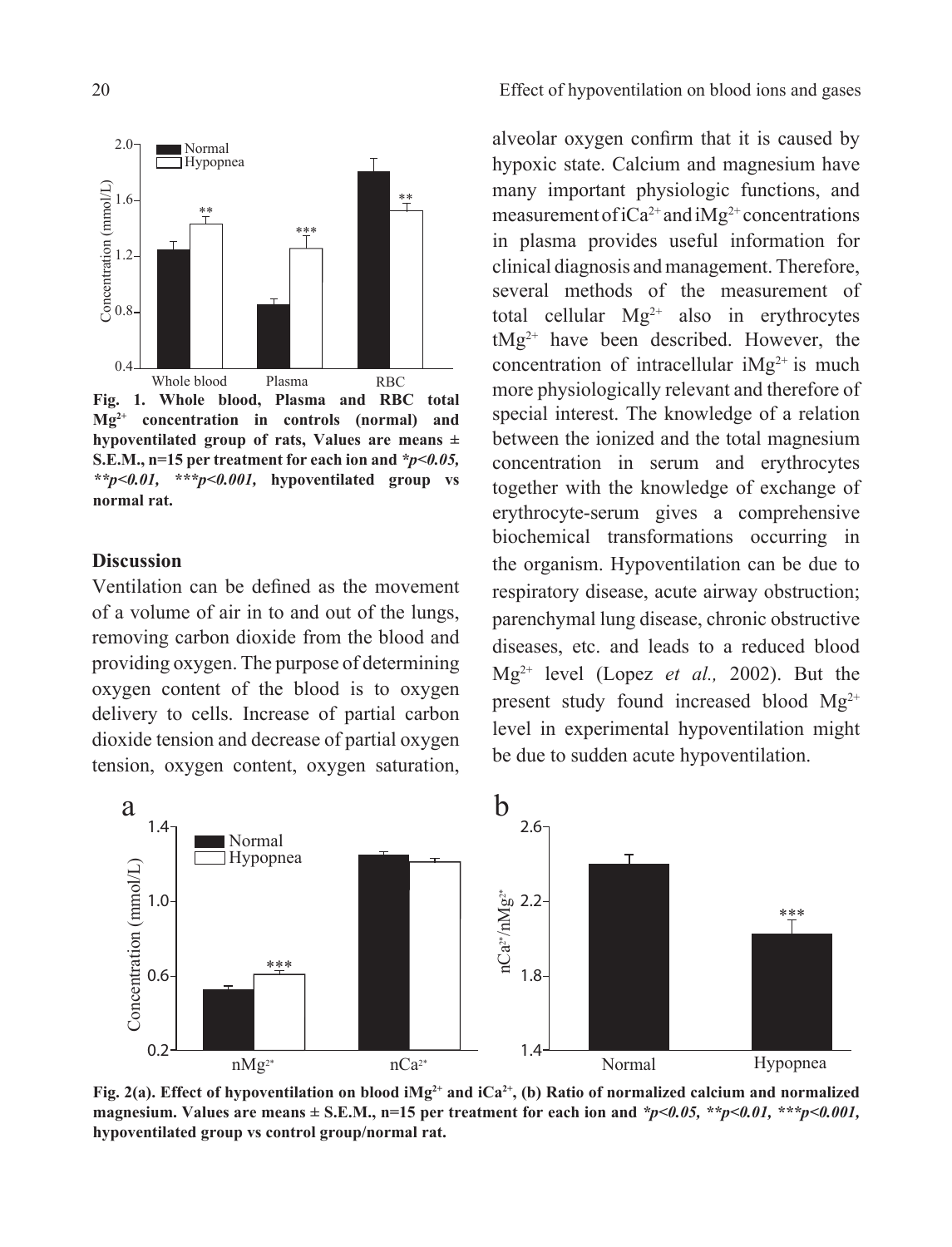**Fig. 1. Whole blood, Plasma and RBC total $Mg^{2+}$ concentration in controls (normal) and hypoventilated group of rats, Values are means ± S.E.M., n=15 per treatment for each ion and *$p<0.05$, **$p<0.01$, ***$p<0.001$, hypoventilated group vs normal rat.**

## Discussion

Ventilation can be defined as the movement of a volume of air in to and out of the lungs, removing carbon dioxide from the blood and providing oxygen. The purpose of determining oxygen content of the blood is to oxygen delivery to cells. Increase of partial carbon dioxide tension and decrease of partial oxygen tension, oxygen content, oxygen saturation, alveolar oxygen confirm that it is caused by hypoxic state. Calcium and magnesium have many important physiologic functions, and measurement of $iCa^{2+}$ and $iMg^{2+}$ concentrations in plasma provides useful information for clinical diagnosis and management. Therefore, several methods of the measurement of total cellular $Mg^{2+}$ also in erythrocytes $tMg^{2+}$ have been described. However, the concentration of intracellular $iMg^{2+}$ is much more physiologically relevant and therefore of special interest. The knowledge of a relation between the ionized and the total magnesium concentration in serum and erythrocytes together with the knowledge of exchange of erythrocyte-serum gives a comprehensive biochemical transformations occurring in the organism. Hypoventilation can be due to respiratory disease, acute airway obstruction; parenchymal lung disease, chronic obstructive diseases, etc. and leads to a reduced blood $Mg^{2+}$ level (Lopez *et al.,* 2002). But the present study found increased blood $Mg^{2+}$ level in experimental hypoventilation might be due to sudden acute hypoventilation.

**Fig. 2(a). Effect of hypoventilation on blood $iMg^{2+}$ and $iCa^{2+}$, (b) Ratio of normalized calcium and normalized magnesium. Values are means ± S.E.M., n=15 per treatment for each ion and *$p<0.05$, **$p<0.01$, ***$p<0.001$, hypoventilated group vs control group/normal rat.**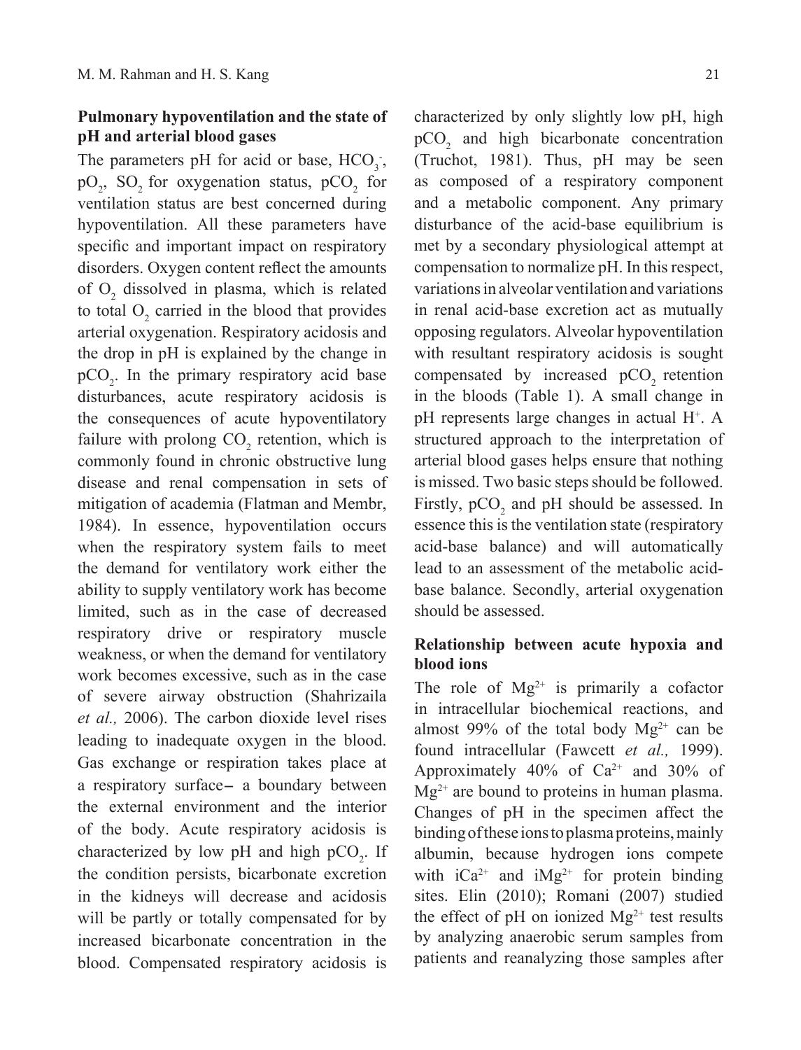## Pulmonary hypoventilation and the state of pH and arterial blood gases

The parameters pH for acid or base, $HCO_3^-$, $pO_2$, $SO_2$ for oxygenation status, $pCO_2$ for ventilation status are best concerned during hypoventilation. All these parameters have specific and important impact on respiratory disorders. Oxygen content reflect the amounts of $O_2$ dissolved in plasma, which is related to total $O_2$ carried in the blood that provides arterial oxygenation. Respiratory acidosis and the drop in pH is explained by the change in $pCO_2$. In the primary respiratory acid base disturbances, acute respiratory acidosis is the consequences of acute hypoventilatory failure with prolong $CO_2$ retention, which is commonly found in chronic obstructive lung disease and renal compensation in sets of mitigation of academia (Flatman and Membr, 1984). In essence, hypoventilation occurs when the respiratory system fails to meet the demand for ventilatory work either the ability to supply ventilatory work has become limited, such as in the case of decreased respiratory drive or respiratory muscle weakness, or when the demand for ventilatory work becomes excessive, such as in the case of severe airway obstruction (Shahrizaila *et al.,* 2006). The carbon dioxide level rises leading to inadequate oxygen in the blood. Gas exchange or respiration takes place at a respiratory surface– a boundary between the external environment and the interior of the body. Acute respiratory acidosis is characterized by low pH and high $pCO_2$. If the condition persists, bicarbonate excretion in the kidneys will decrease and acidosis will be partly or totally compensated for by increased bicarbonate concentration in the blood. Compensated respiratory acidosis is characterized by only slightly low pH, high $pCO_2$ and high bicarbonate concentration (Truchot, 1981). Thus, pH may be seen as composed of a respiratory component and a metabolic component. Any primary disturbance of the acid-base equilibrium is met by a secondary physiological attempt at compensation to normalize pH. In this respect, variations in alveolar ventilation and variations in renal acid-base excretion act as mutually opposing regulators. Alveolar hypoventilation with resultant respiratory acidosis is sought compensated by increased $pCO_2$ retention in the bloods (Table 1). A small change in pH represents large changes in actual $H^+$. A structured approach to the interpretation of arterial blood gases helps ensure that nothing is missed. Two basic steps should be followed. Firstly, $pCO_2$ and pH should be assessed. In essence this is the ventilation state (respiratory acid-base balance) and will automatically lead to an assessment of the metabolic acid-base balance. Secondly, arterial oxygenation should be assessed.

## Relationship between acute hypoxia and blood ions

The role of $Mg^{2+}$ is primarily a cofactor in intracellular biochemical reactions, and almost 99% of the total body $Mg^{2+}$ can be found intracellular (Fawcett *et al.,* 1999). Approximately 40% of $Ca^{2+}$ and 30% of $Mg^{2+}$ are bound to proteins in human plasma. Changes of pH in the specimen affect the binding of these ions to plasma proteins, mainly albumin, because hydrogen ions compete with $iCa^{2+}$ and $iMg^{2+}$ for protein binding sites. Elin (2010); Romani (2007) studied the effect of pH on ionized $Mg^{2+}$ test results by analyzing anaerobic serum samples from patients and reanalyzing those samples after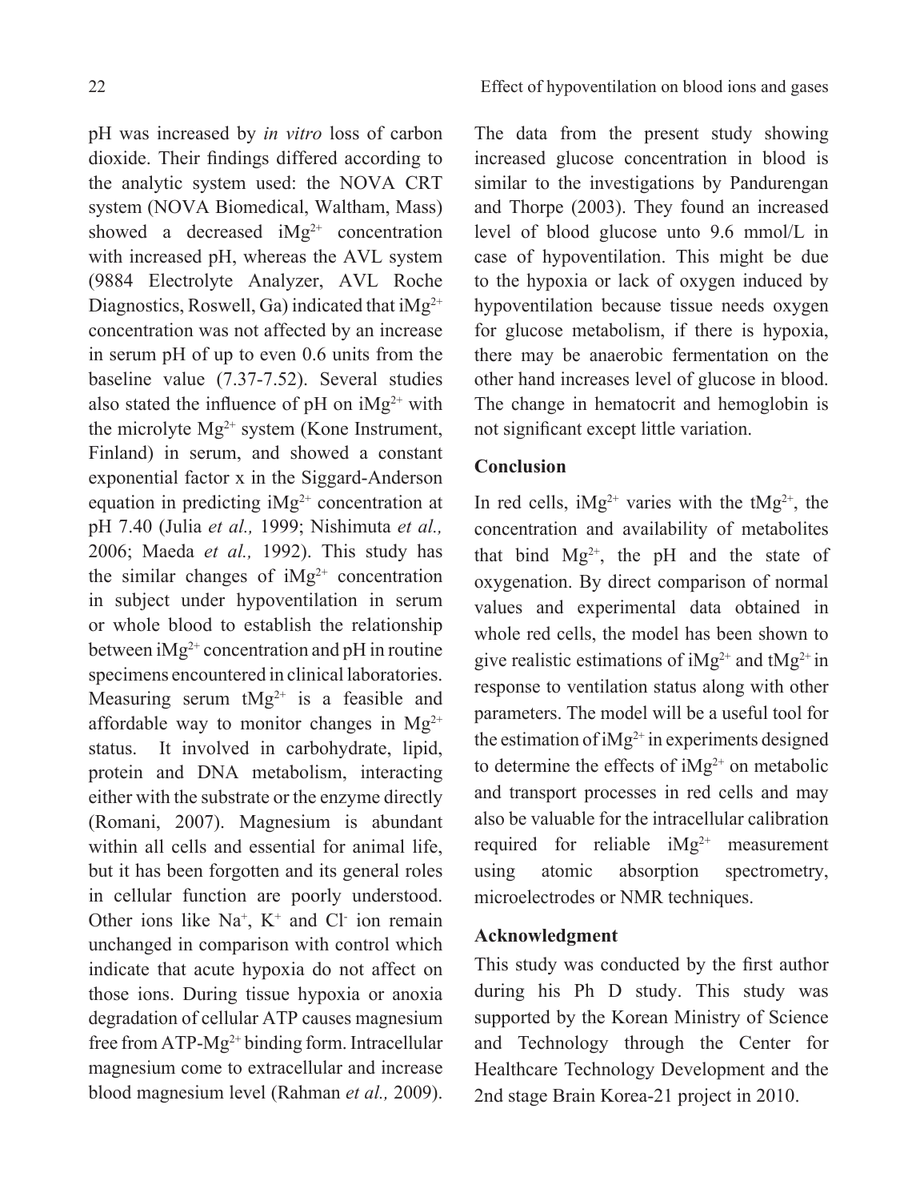pH was increased by *in vitro* loss of carbon dioxide. Their findings differed according to the analytic system used: the NOVA CRT system (NOVA Biomedical, Waltham, Mass) showed a decreased $iMg^{2+}$ concentration with increased pH, whereas the AVL system (9884 Electrolyte Analyzer, AVL Roche Diagnostics, Roswell, Ga) indicated that $iMg^{2+}$ concentration was not affected by an increase in serum pH of up to even 0.6 units from the baseline value (7.37-7.52). Several studies also stated the influence of pH on $iMg^{2+}$ with the microlyte $Mg^{2+}$ system (Kone Instrument, Finland) in serum, and showed a constant exponential factor x in the Siggard-Anderson equation in predicting $iMg^{2+}$ concentration at pH 7.40 (Julia *et al.,* 1999; Nishimuta *et al.,* 2006; Maeda *et al.,* 1992). This study has the similar changes of $iMg^{2+}$ concentration in subject under hypoventilation in serum or whole blood to establish the relationship between $iMg^{2+}$ concentration and pH in routine specimens encountered in clinical laboratories. Measuring serum $tMg^{2+}$ is a feasible and affordable way to monitor changes in $Mg^{2+}$ status. It involved in carbohydrate, lipid, protein and DNA metabolism, interacting either with the substrate or the enzyme directly (Romani, 2007). Magnesium is abundant within all cells and essential for animal life, but it has been forgotten and its general roles in cellular function are poorly understood. Other ions like $Na^{+}$, $K^{+}$ and $Cl^{-}$ ion remain unchanged in comparison with control which indicate that acute hypoxia do not affect on those ions. During tissue hypoxia or anoxia degradation of cellular ATP causes magnesium free from ATP-$Mg^{2+}$ binding form. Intracellular magnesium come to extracellular and increase blood magnesium level (Rahman *et al.,* 2009).

The data from the present study showing increased glucose concentration in blood is similar to the investigations by Pandurengan and Thorpe (2003). They found an increased level of blood glucose unto 9.6 mmol/L in case of hypoventilation. This might be due to the hypoxia or lack of oxygen induced by hypoventilation because tissue needs oxygen for glucose metabolism, if there is hypoxia, there may be anaerobic fermentation on the other hand increases level of glucose in blood. The change in hematocrit and hemoglobin is not significant except little variation.

## Conclusion

In red cells, $iMg^{2+}$ varies with the $tMg^{2+}$, the concentration and availability of metabolites that bind $Mg^{2+}$, the pH and the state of oxygenation. By direct comparison of normal values and experimental data obtained in whole red cells, the model has been shown to give realistic estimations of $iMg^{2+}$ and $tMg^{2+}$ in response to ventilation status along with other parameters. The model will be a useful tool for the estimation of $iMg^{2+}$ in experiments designed to determine the effects of $iMg^{2+}$ on metabolic and transport processes in red cells and may also be valuable for the intracellular calibration required for reliable $iMg^{2+}$ measurement using atomic absorption spectrometry, microelectrodes or NMR techniques.

## Acknowledgment

This study was conducted by the first author during his Ph D study. This study was supported by the Korean Ministry of Science and Technology through the Center for Healthcare Technology Development and the 2nd stage Brain Korea-21 project in 2010.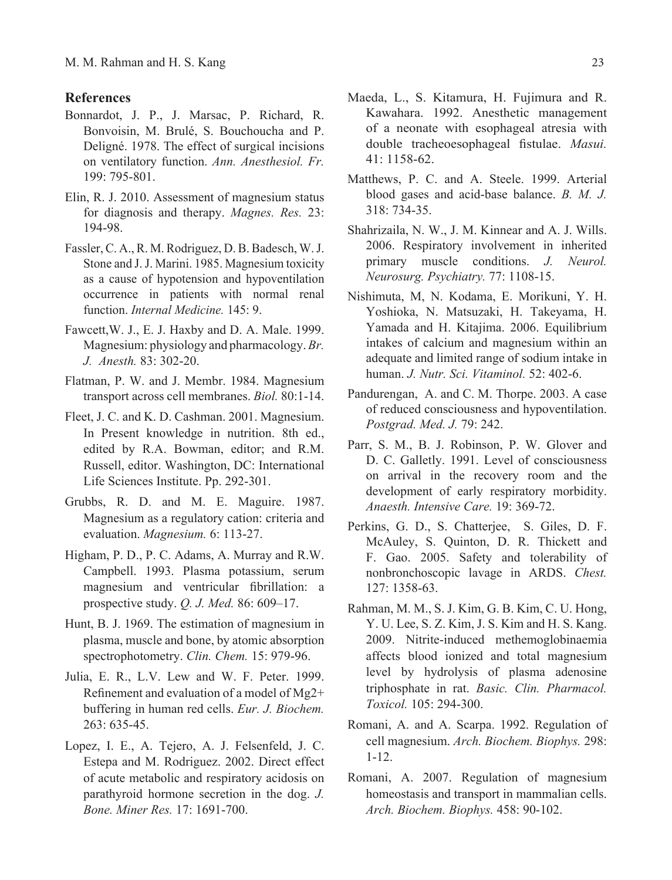## References

Bonnardot, J. P., J. Marsac, P. Richard, R. Bonvoisin, M. Brulé, S. Bouchoucha and P. Deligné. 1978. The effect of surgical incisions on ventilatory function. *Ann. Anesthesiol. Fr.* 199: 795-801.

Elin, R. J. 2010. Assessment of magnesium status for diagnosis and therapy. *Magnes. Res.* 23: 194-98.

Fassler, C. A., R. M. Rodriguez, D. B. Badesch, W. J. Stone and J. J. Marini. 1985. Magnesium toxicity as a cause of hypotension and hypoventilation occurrence in patients with normal renal function. *Internal Medicine.* 145: 9.

Fawcett,W. J., E. J. Haxby and D. A. Male. 1999. Magnesium: physiology and pharmacology. *Br. J. Anesth.* 83: 302-20.

Flatman, P. W. and J. Membr. 1984. Magnesium transport across cell membranes. *Biol.* 80:1-14.

Fleet, J. C. and K. D. Cashman. 2001. Magnesium. In Present knowledge in nutrition. 8th ed., edited by R.A. Bowman, editor; and R.M. Russell, editor. Washington, DC: International Life Sciences Institute. Pp. 292-301.

Grubbs, R. D. and M. E. Maguire. 1987. Magnesium as a regulatory cation: criteria and evaluation. *Magnesium.* 6: 113-27.

Higham, P. D., P. C. Adams, A. Murray and R.W. Campbell. 1993. Plasma potassium, serum magnesium and ventricular fibrillation: a prospective study. *Q. J. Med.* 86: 609–17.

Hunt, B. J. 1969. The estimation of magnesium in plasma, muscle and bone, by atomic absorption spectrophotometry. *Clin. Chem.* 15: 979-96.

Julia, E. R., L.V. Lew and W. F. Peter. 1999. Refinement and evaluation of a model of Mg2+ buffering in human red cells. *Eur. J. Biochem.* 263: 635-45.

Lopez, I. E., A. Tejero, A. J. Felsenfeld, J. C. Estepa and M. Rodriguez. 2002. Direct effect of acute metabolic and respiratory acidosis on parathyroid hormone secretion in the dog. *J. Bone. Miner Res.* 17: 1691-700.

Maeda, L., S. Kitamura, H. Fujimura and R. Kawahara. 1992. Anesthetic management of a neonate with esophageal atresia with double tracheoesophageal fistulae. *Masui.* 41: 1158-62.

Matthews, P. C. and A. Steele. 1999. Arterial blood gases and acid-base balance. *B. M. J.* 318: 734-35.

Shahrizaila, N. W., J. M. Kinnear and A. J. Wills. 2006. Respiratory involvement in inherited primary muscle conditions. *J. Neurol. Neurosurg. Psychiatry.* 77: 1108-15.

Nishimuta, M, N. Kodama, E. Morikuni, Y. H. Yoshioka, N. Matsuzaki, H. Takeyama, H. Yamada and H. Kitajima. 2006. Equilibrium intakes of calcium and magnesium within an adequate and limited range of sodium intake in human. *J. Nutr. Sci. Vitaminol.* 52: 402-6.

Pandurengan, A. and C. M. Thorpe. 2003. A case of reduced consciousness and hypoventilation. *Postgrad. Med. J.* 79: 242.

Parr, S. M., B. J. Robinson, P. W. Glover and D. C. Galletly. 1991. Level of consciousness on arrival in the recovery room and the development of early respiratory morbidity. *Anaesth. Intensive Care.* 19: 369-72.

Perkins, G. D., S. Chatterjee, S. Giles, D. F. McAuley, S. Quinton, D. R. Thickett and F. Gao. 2005. Safety and tolerability of nonbronchoscopic lavage in ARDS. *Chest.* 127: 1358-63.

Rahman, M. M., S. J. Kim, G. B. Kim, C. U. Hong, Y. U. Lee, S. Z. Kim, J. S. Kim and H. S. Kang. 2009. Nitrite-induced methemoglobinaemia affects blood ionized and total magnesium level by hydrolysis of plasma adenosine triphosphate in rat. *Basic. Clin. Pharmacol. Toxicol.* 105: 294-300.

Romani, A. and A. Scarpa. 1992. Regulation of cell magnesium. *Arch. Biochem. Biophys.* 298: 1-12.

Romani, A. 2007. Regulation of magnesium homeostasis and transport in mammalian cells. *Arch. Biochem. Biophys.* 458: 90-102.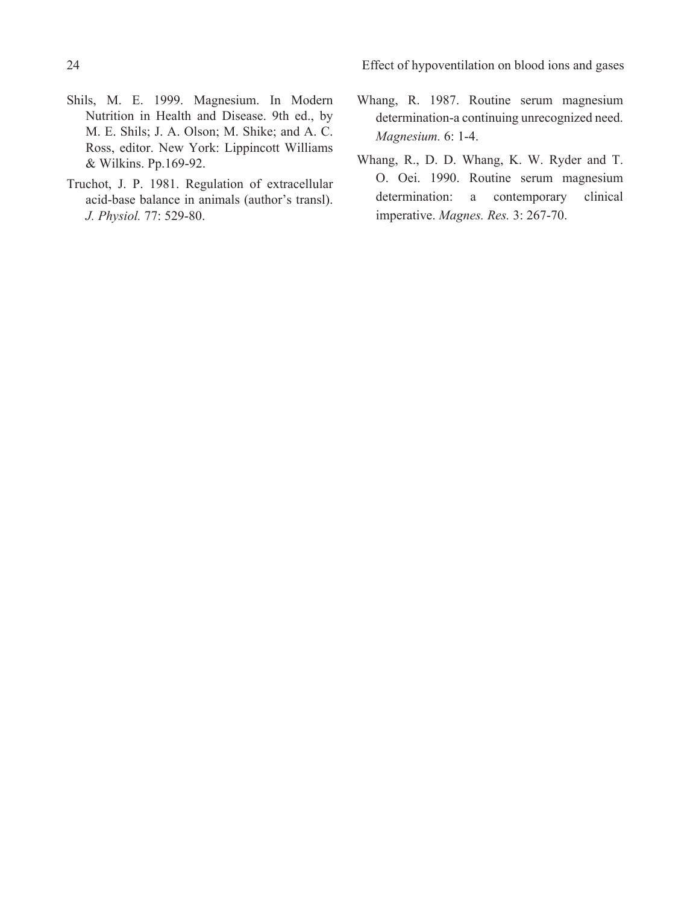Shils, M. E. 1999. Magnesium. In Modern Nutrition in Health and Disease. 9th ed., by M. E. Shils; J. A. Olson; M. Shike; and A. C. Ross, editor. New York: Lippincott Williams & Wilkins. Pp.169-92.

Truchot, J. P. 1981. Regulation of extracellular acid-base balance in animals (author's transl). *J. Physiol.* 77: 529-80.

Whang, R. 1987. Routine serum magnesium determination-a continuing unrecognized need. *Magnesium.* 6: 1-4.

Whang, R., D. D. Whang, K. W. Ryder and T. O. Oei. 1990. Routine serum magnesium determination: a contemporary clinical imperative. *Magnes. Res.* 3: 267-70.